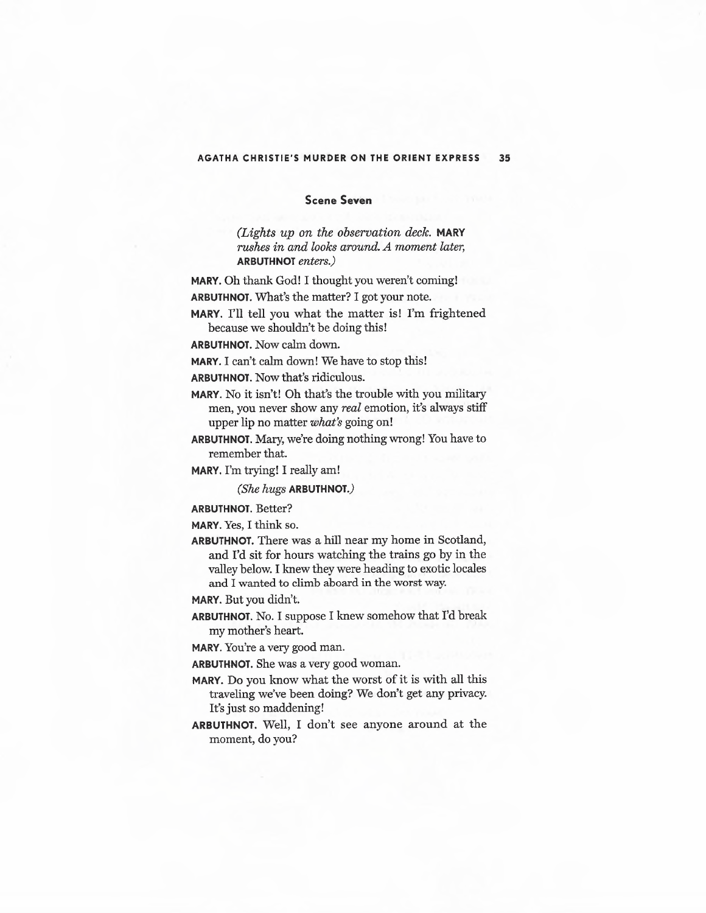## Scene Seven

*(Lights up on the observation deck.* **MARY** *rushes in and looks around. A moment later,* **ARBUTHNOT** *enters.)*

**MARY.** Oh thank God! I thought you weren't coming!

**ARBUTHNOT.** What's the matter? I got your note.

**MARY.** I'll tell you what the matter is! I'm frightened because we shouldn't be doing this!

**ARBUTHNOT.** Now calm down.

**MARY.** I can't calm down! We have to stop this!

**ARBUTHNOT.** Now that's ridiculous.

**MARY.** No it isn't! Oh that's the trouble with you military men, you never show any *real* emotion, it's always stiff upper lip no matter *what's* going on!

**ARBUTHNOT.** Mary, we're doing nothing wrong! You have to remember that.

**MARY.** I'm trying! I really am!

*(She hugs* **ARBUTHNOT.***)*

**ARBUTHNOT.** Better?

**MARY.** Yes, I think so.

**ARBUTHNOT.** There was a hill near my home in Scotland, and I'd sit for hours watching the trains go by in the valley below. I knew they were heading to exotic locales and I wanted to climb aboard in the worst way.

**MARY.** But you didn't.

**ARBUTHNOT.** No. I suppose I knew somehow that I'd break my mother's heart.

**MARY.** You're a very good man.

**ARBUTHNOT.** She was a very good woman.

**MARY.** Do you know what the worst of it is with all this traveling we've been doing? We don't get any privacy. It's just so maddening!

**ARBUTHNOT.** Well, I don't see anyone around at the moment, do you?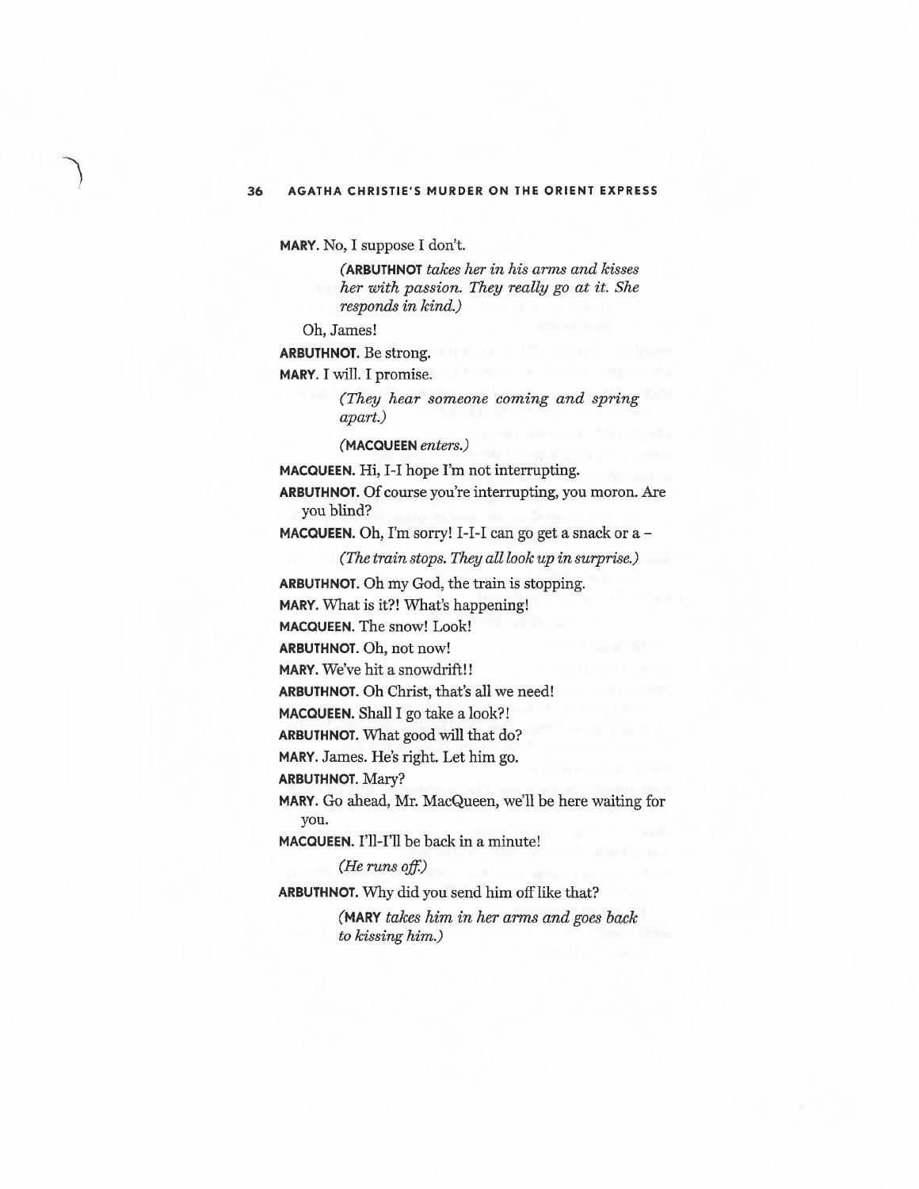**MARY.** No, I suppose I don't.

*(**ARBUTHNOT** takes her in his arms and kisses her with passion. They really go at it. She responds in kind.)*

Oh, James!

**ARBUTHNOT.** Be strong.

**MARY.** I will. I promise.

*(They hear someone coming and spring apart.)*

*(**MACQUEEN** enters.)*

**MACQUEEN.** Hi, I-I hope I'm not interrupting.

**ARBUTHNOT.** Of course you're interrupting, you moron. Are you blind?

**MACQUEEN.** Oh, I'm sorry! I-I-I can go get a snack or a –

*(The train stops. They all look up in surprise.)*

**ARBUTHNOT.** Oh my God, the train is stopping.

**MARY.** What is it?! What's happening!

**MACQUEEN.** The snow! Look!

**ARBUTHNOT.** Oh, not now!

**MARY.** We've hit a snowdrift!!

**ARBUTHNOT.** Oh Christ, that's all we need!

**MACQUEEN.** Shall I go take a look?!

**ARBUTHNOT.** What good will that do?

**MARY.** James. He's right. Let him go.

**ARBUTHNOT.** Mary?

**MARY.** Go ahead, Mr. MacQueen, we'll be here waiting for you.

**MACQUEEN.** I'll-I'll be back in a minute!

*(He runs off.)*

**ARBUTHNOT.** Why did you send him off like that?

*(**MARY** takes him in her arms and goes back to kissing him.)*